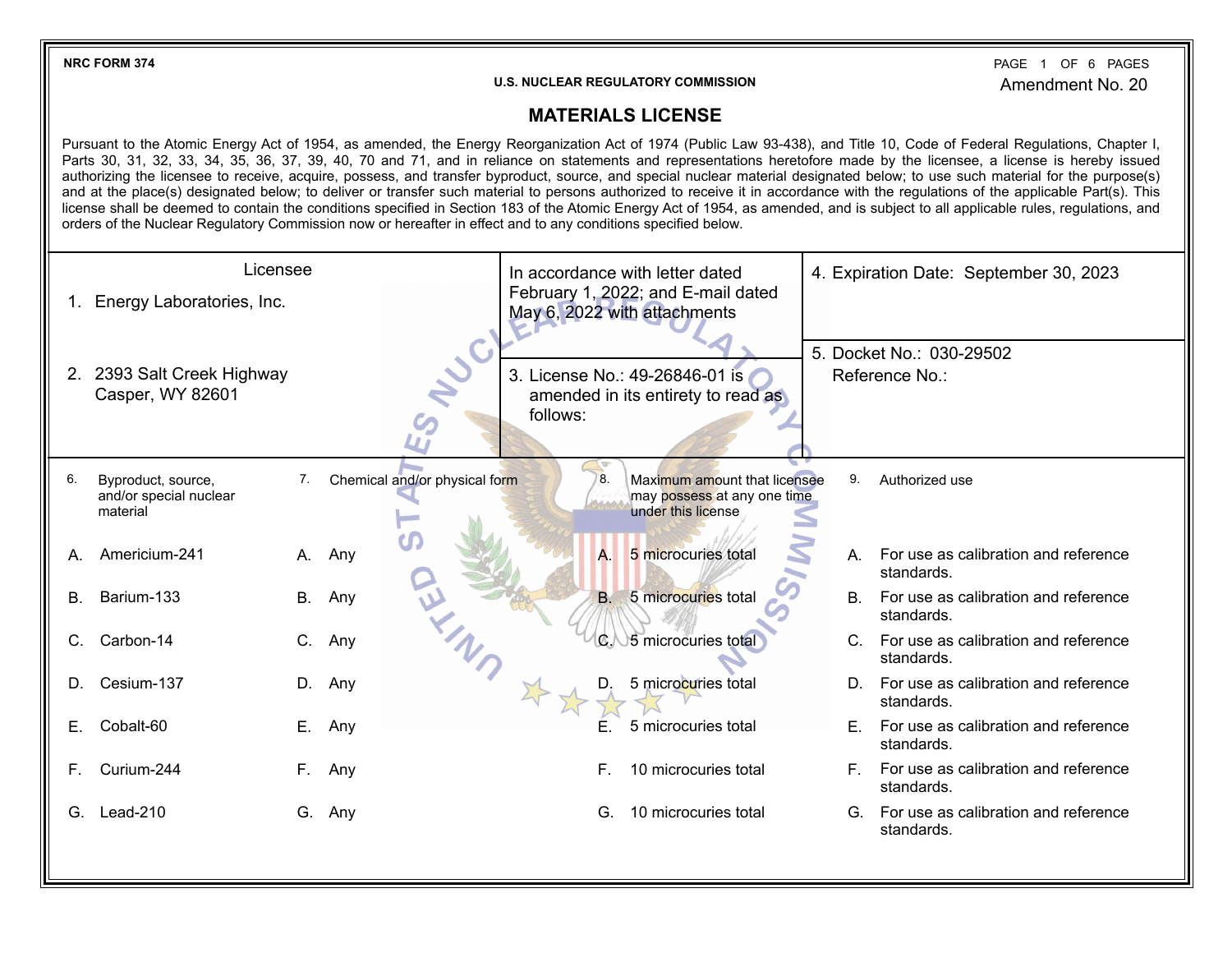NRC FORM 374

U.S. NUCLEAR REGULATORY COMMISSION

Amendment No. 20

# MATERIALS LICENSE

Pursuant to the Atomic Energy Act of 1954, as amended, the Energy Reorganization Act of 1974 (Public Law 93-438), and Title 10, Code of Federal Regulations, Chapter I, Parts 30, 31, 32, 33, 34, 35, 36, 37, 39, 40, 70 and 71, and in reliance on statements and representations heretofore made by the licensee, a license is hereby issued authorizing the licensee to receive, acquire, possess, and transfer byproduct, source, and special nuclear material designated below; to use such material for the purpose(s) and at the place(s) designated below; to deliver or transfer such material to persons authorized to receive it in accordance with the regulations of the applicable Part(s). This license shall be deemed to contain the conditions specified in Section 183 of the Atomic Energy Act of 1954, as amended, and is subject to all applicable rules, regulations, and orders of the Nuclear Regulatory Commission now or hereafter in effect and to any conditions specified below.

| Licensee | | |
|---|---|---|
| 1. Energy Laboratories, Inc. | In accordance with letter dated February 1, 2022; and E-mail dated May 6, 2022 with attachments | 4. Expiration Date: September 30, 2023 |
| 2. 2393 Salt Creek Highway<br>Casper, WY 82601 | 3. License No.: 49-26846-01 is amended in its entirety to read as follows: | 5. Docket No.: 030-29502<br>Reference No.: |

| 6. Byproduct, source, and/or special nuclear material | 7. Chemical and/or physical form | 8. Maximum amount that licensee may possess at any one time under this license | 9. Authorized use |
|---|---|---|---|
| A. Americium-241 | A. Any | A. 5 microcuries total | A. For use as calibration and reference standards. |
| B. Barium-133 | B. Any | B. 5 microcuries total | B. For use as calibration and reference standards. |
| C. Carbon-14 | C. Any | C. 5 microcuries total | C. For use as calibration and reference standards. |
| D. Cesium-137 | D. Any | D. 5 microcuries total | D. For use as calibration and reference standards. |
| E. Cobalt-60 | E. Any | E. 5 microcuries total | E. For use as calibration and reference standards. |
| F. Curium-244 | F. Any | F. 10 microcuries total | F. For use as calibration and reference standards. |
| G. Lead-210 | G. Any | G. 10 microcuries total | G. For use as calibration and reference standards. |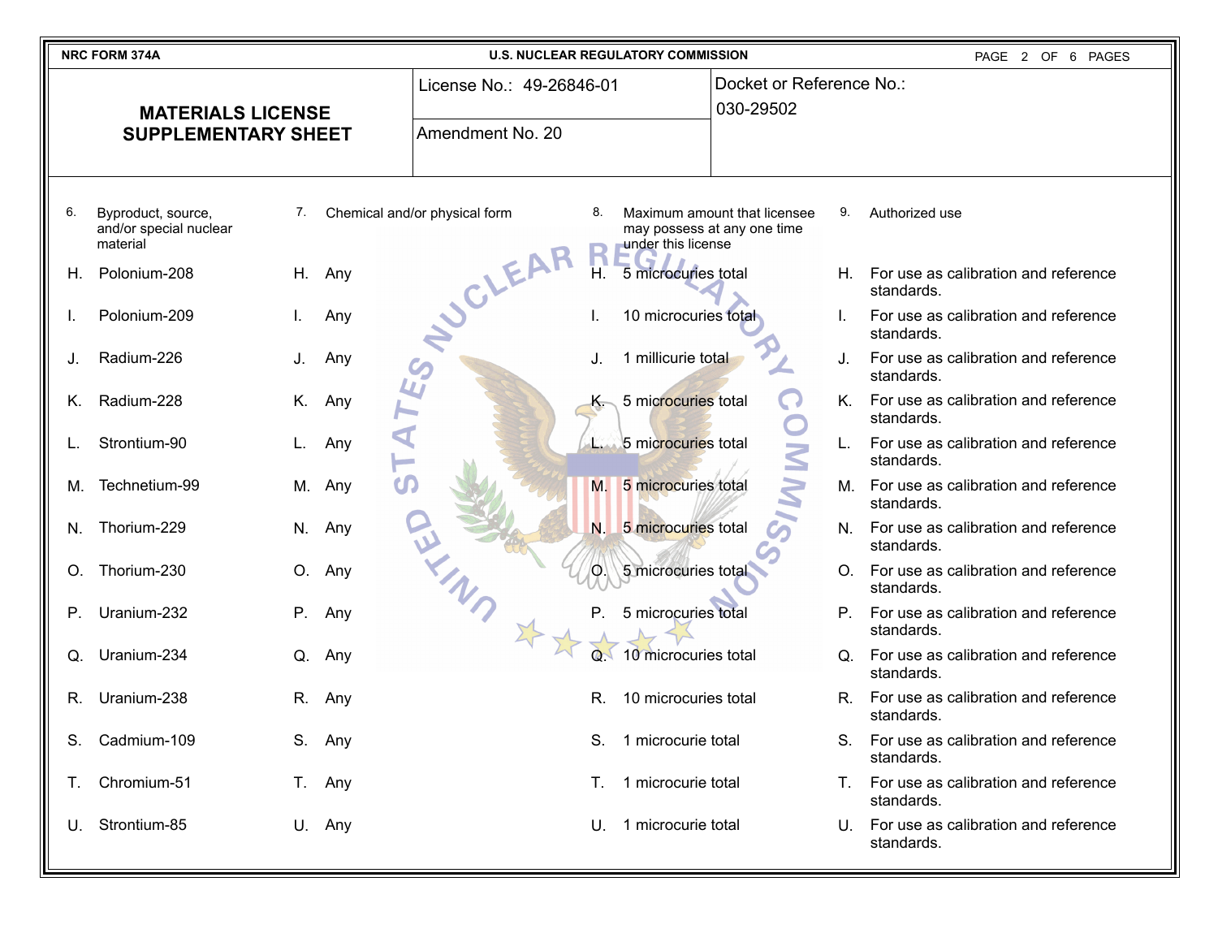NRC FORM 374A — U.S. NUCLEAR REGULATORY COMMISSION

## MATERIALS LICENSE SUPPLEMENTARY SHEET

| License No.: 49-26846-01 | Docket or Reference No.: 030-29502 |
|---|---|
| Amendment No. 20 | |

| 6. Byproduct, source, and/or special nuclear material | 7. Chemical and/or physical form | 8. Maximum amount that licensee may possess at any one time under this license | 9. Authorized use |
|---|---|---|---|
| H. Polonium-208 | H. Any | H. 5 microcuries total | H. For use as calibration and reference standards. |
| I. Polonium-209 | I. Any | I. 10 microcuries total | I. For use as calibration and reference standards. |
| J. Radium-226 | J. Any | J. 1 millicurie total | J. For use as calibration and reference standards. |
| K. Radium-228 | K. Any | K. 5 microcuries total | K. For use as calibration and reference standards. |
| L. Strontium-90 | L. Any | L. 5 microcuries total | L. For use as calibration and reference standards. |
| M. Technetium-99 | M. Any | M. 5 microcuries total | M. For use as calibration and reference standards. |
| N. Thorium-229 | N. Any | N. 5 microcuries total | N. For use as calibration and reference standards. |
| O. Thorium-230 | O. Any | O. 5 microcuries total | O. For use as calibration and reference standards. |
| P. Uranium-232 | P. Any | P. 5 microcuries total | P. For use as calibration and reference standards. |
| Q. Uranium-234 | Q. Any | Q. 10 microcuries total | Q. For use as calibration and reference standards. |
| R. Uranium-238 | R. Any | R. 10 microcuries total | R. For use as calibration and reference standards. |
| S. Cadmium-109 | S. Any | S. 1 microcurie total | S. For use as calibration and reference standards. |
| T. Chromium-51 | T. Any | T. 1 microcurie total | T. For use as calibration and reference standards. |
| U. Strontium-85 | U. Any | U. 1 microcurie total | U. For use as calibration and reference standards. |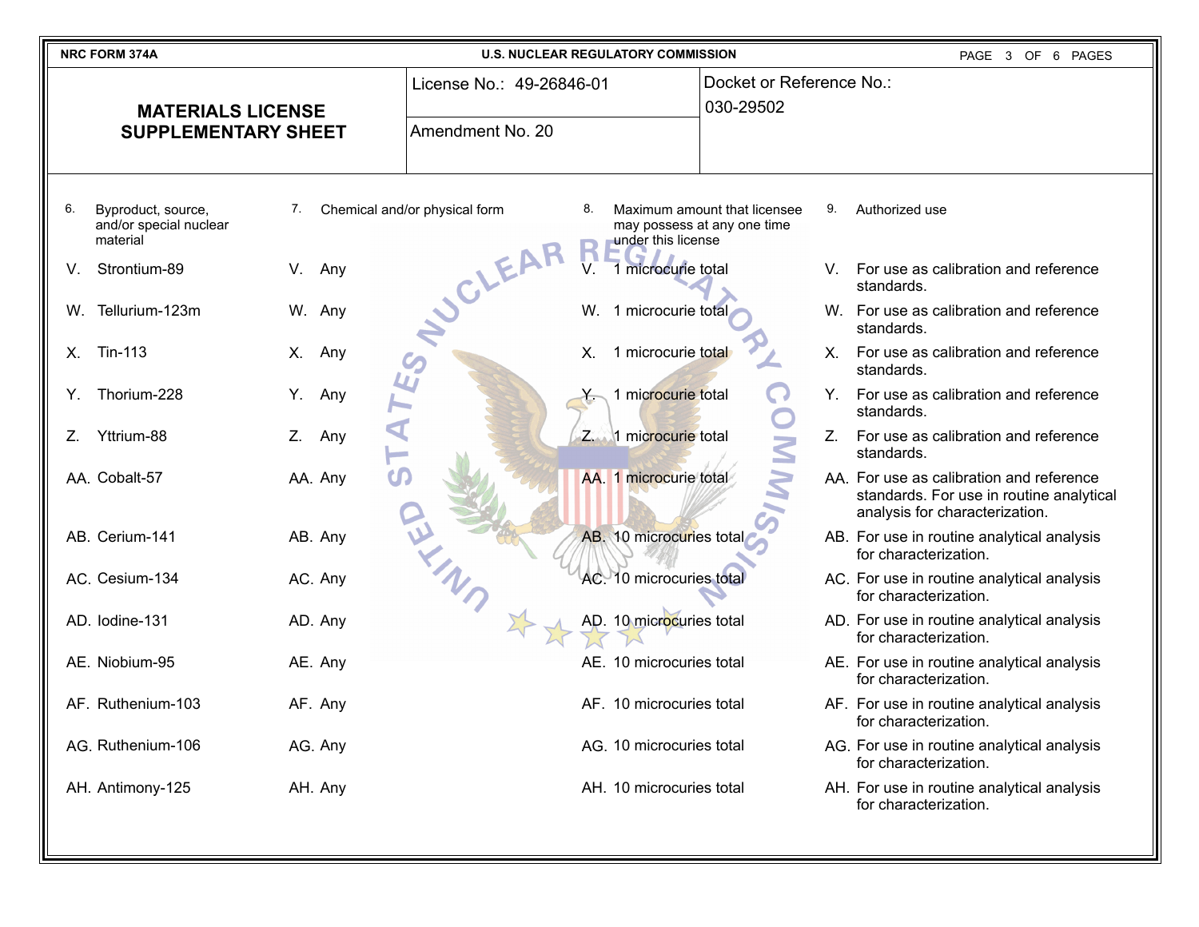NRC FORM 374A — U.S. NUCLEAR REGULATORY COMMISSION

## MATERIALS LICENSE SUPPLEMENTARY SHEET

License No.: 49-26846-01

Amendment No. 20

Docket or Reference No.: 030-29502

| 6. Byproduct, source, and/or special nuclear material | 7. Chemical and/or physical form | 8. Maximum amount that licensee may possess at any one time under this license | 9. Authorized use |
|---|---|---|---|
| V. Strontium-89 | V. Any | V. 1 microcurie total | V. For use as calibration and reference standards. |
| W. Tellurium-123m | W. Any | W. 1 microcurie total | W. For use as calibration and reference standards. |
| X. Tin-113 | X. Any | X. 1 microcurie total | X. For use as calibration and reference standards. |
| Y. Thorium-228 | Y. Any | Y. 1 microcurie total | Y. For use as calibration and reference standards. |
| Z. Yttrium-88 | Z. Any | Z. 1 microcurie total | Z. For use as calibration and reference standards. |
| AA. Cobalt-57 | AA. Any | AA. 1 microcurie total | AA. For use as calibration and reference standards. For use in routine analytical analysis for characterization. |
| AB. Cerium-141 | AB. Any | AB. 10 microcuries total | AB. For use in routine analytical analysis for characterization. |
| AC. Cesium-134 | AC. Any | AC. 10 microcuries total | AC. For use in routine analytical analysis for characterization. |
| AD. Iodine-131 | AD. Any | AD. 10 microcuries total | AD. For use in routine analytical analysis for characterization. |
| AE. Niobium-95 | AE. Any | AE. 10 microcuries total | AE. For use in routine analytical analysis for characterization. |
| AF. Ruthenium-103 | AF. Any | AF. 10 microcuries total | AF. For use in routine analytical analysis for characterization. |
| AG. Ruthenium-106 | AG. Any | AG. 10 microcuries total | AG. For use in routine analytical analysis for characterization. |
| AH. Antimony-125 | AH. Any | AH. 10 microcuries total | AH. For use in routine analytical analysis for characterization. |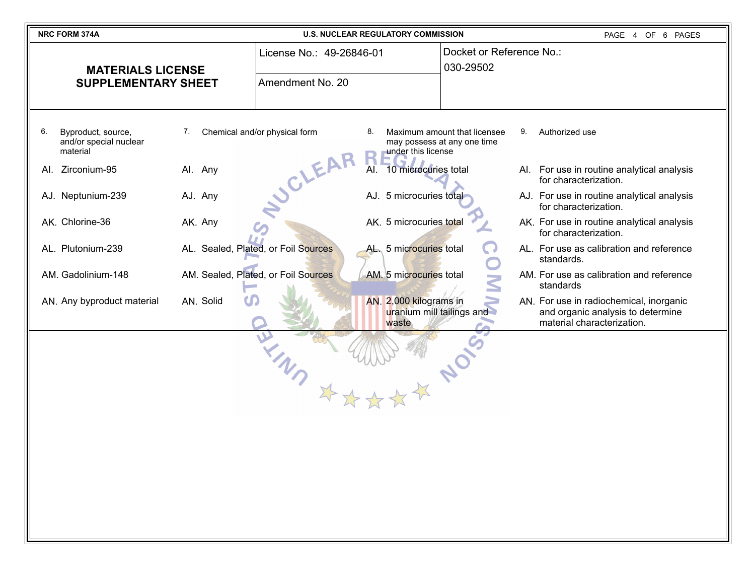NRC FORM 374A — U.S. NUCLEAR REGULATORY COMMISSION

## MATERIALS LICENSE SUPPLEMENTARY SHEET

License No.: 49-26846-01

Amendment No. 20

Docket or Reference No.: 030-29502

| 6. Byproduct, source, and/or special nuclear material | 7. Chemical and/or physical form | 8. Maximum amount that licensee may possess at any one time under this license | 9. Authorized use |
|---|---|---|---|
| AI. Zirconium-95 | AI. Any | AI. 10 microcuries total | AI. For use in routine analytical analysis for characterization. |
| AJ. Neptunium-239 | AJ. Any | AJ. 5 microcuries total | AJ. For use in routine analytical analysis for characterization. |
| AK. Chlorine-36 | AK. Any | AK. 5 microcuries total | AK. For use in routine analytical analysis for characterization. |
| AL. Plutonium-239 | AL. Sealed, Plated, or Foil Sources | AL. 5 microcuries total | AL. For use as calibration and reference standards. |
| AM. Gadolinium-148 | AM. Sealed, Plated, or Foil Sources | AM. 5 microcuries total | AM. For use as calibration and reference standards |
| AN. Any byproduct material | AN. Solid | AN. 2,000 kilograms in uranium mill tailings and waste | AN. For use in radiochemical, inorganic and organic analysis to determine material characterization. |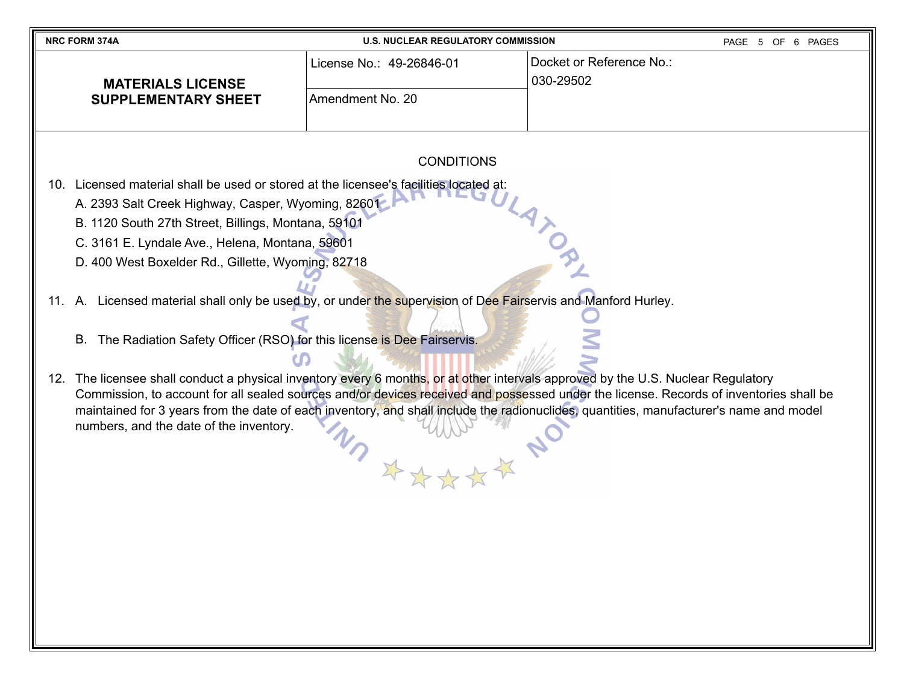NRC FORM 374A — U.S. NUCLEAR REGULATORY COMMISSION

| **MATERIALS LICENSE SUPPLEMENTARY SHEET** | License No.: 49-26846-01 | Docket or Reference No.: 030-29502 |
| --- | --- | --- |
| | Amendment No. 20 | |

CONDITIONS

10. Licensed material shall be used or stored at the licensee's facilities located at:
    A. 2393 Salt Creek Highway, Casper, Wyoming, 82601
    B. 1120 South 27th Street, Billings, Montana, 59101
    C. 3161 E. Lyndale Ave., Helena, Montana, 59601
    D. 400 West Boxelder Rd., Gillette, Wyoming, 82718

11. A. Licensed material shall only be used by, or under the supervision of Dee Fairservis and Manford Hurley.

    B. The Radiation Safety Officer (RSO) for this license is Dee Fairservis.

12. The licensee shall conduct a physical inventory every 6 months, or at other intervals approved by the U.S. Nuclear Regulatory Commission, to account for all sealed sources and/or devices received and possessed under the license. Records of inventories shall be maintained for 3 years from the date of each inventory, and shall include the radionuclides, quantities, manufacturer's name and model numbers, and the date of the inventory.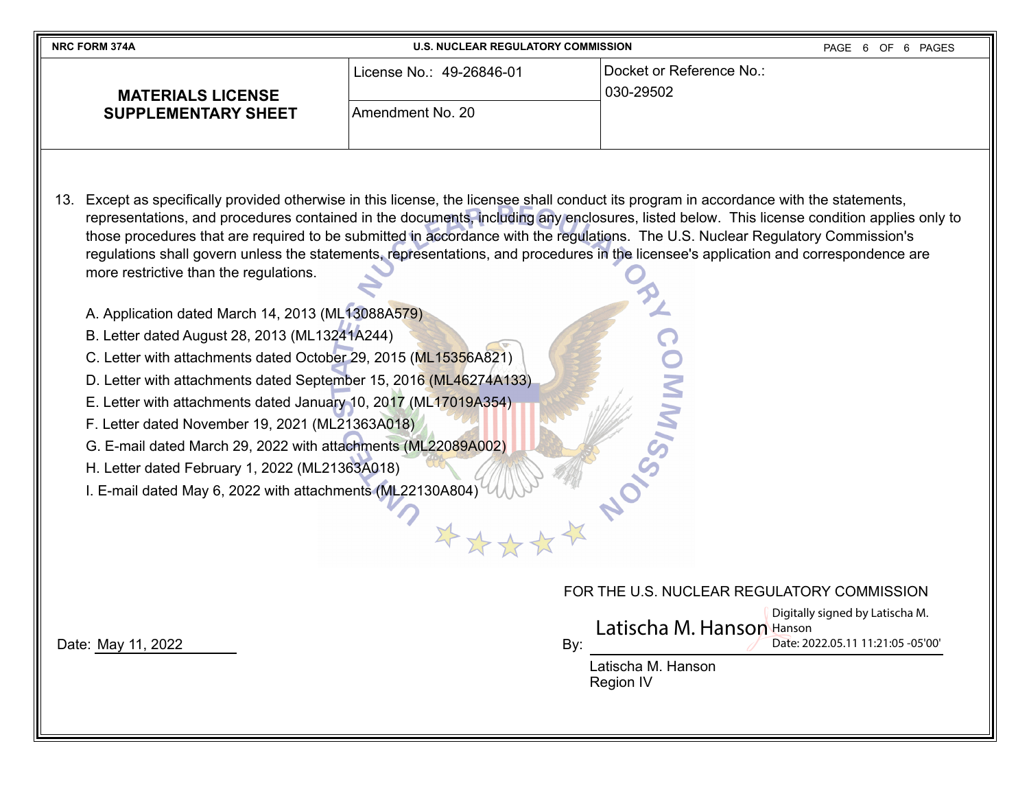NRC FORM 374A — U.S. NUCLEAR REGULATORY COMMISSION

| MATERIALS LICENSE SUPPLEMENTARY SHEET | License No.: 49-26846-01 | Docket or Reference No.: 030-29502 |
|---|---|---|
| | Amendment No. 20 | |

13. Except as specifically provided otherwise in this license, the licensee shall conduct its program in accordance with the statements, representations, and procedures contained in the documents, including any enclosures, listed below. This license condition applies only to those procedures that are required to be submitted in accordance with the regulations. The U.S. Nuclear Regulatory Commission's regulations shall govern unless the statements, representations, and procedures in the licensee's application and correspondence are more restrictive than the regulations.

    A. Application dated March 14, 2013 (ML13088A579)
    B. Letter dated August 28, 2013 (ML13241A244)
    C. Letter with attachments dated October 29, 2015 (ML15356A821)
    D. Letter with attachments dated September 15, 2016 (ML46274A133)
    E. Letter with attachments dated January 10, 2017 (ML17019A354)
    F. Letter dated November 19, 2021 (ML21363A018)
    G. E-mail dated March 29, 2022 with attachments (ML22089A002)
    H. Letter dated February 1, 2022 (ML21363A018)
    I. E-mail dated May 6, 2022 with attachments (ML22130A804)

FOR THE U.S. NUCLEAR REGULATORY COMMISSION

Date: May 11, 2022

By: Latischa M. Hanson (Digitally signed by Latischa M. Hanson Date: 2022.05.11 11:21:05 -05'00')

Latischa M. Hanson
Region IV